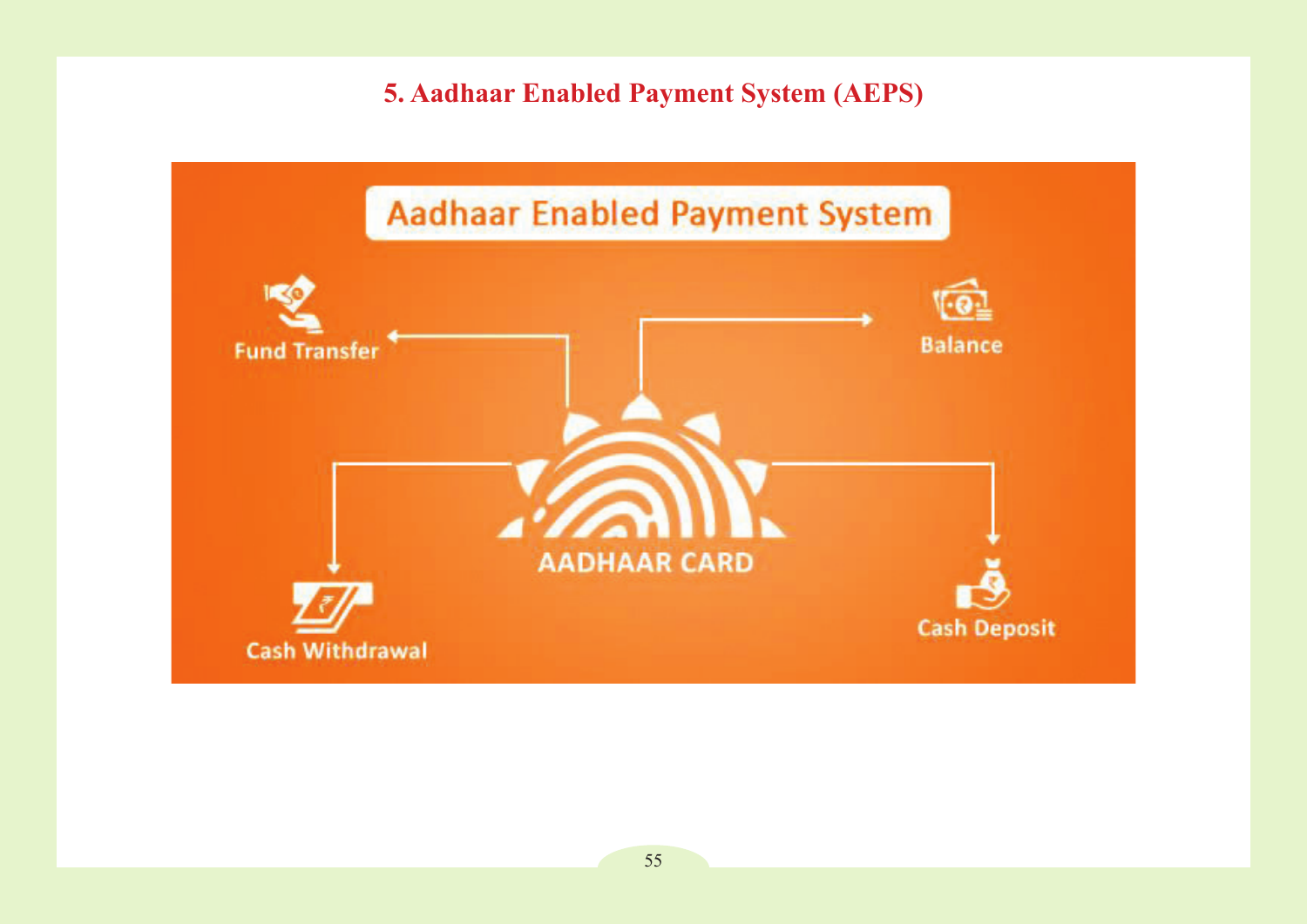# 5. Aadhaar Enabled Payment System (AEPS)

Aadhaar Enabled Payment System

- Fund Transfer
- Balance
- Cash Withdrawal
- Cash Deposit

AADHAAR CARD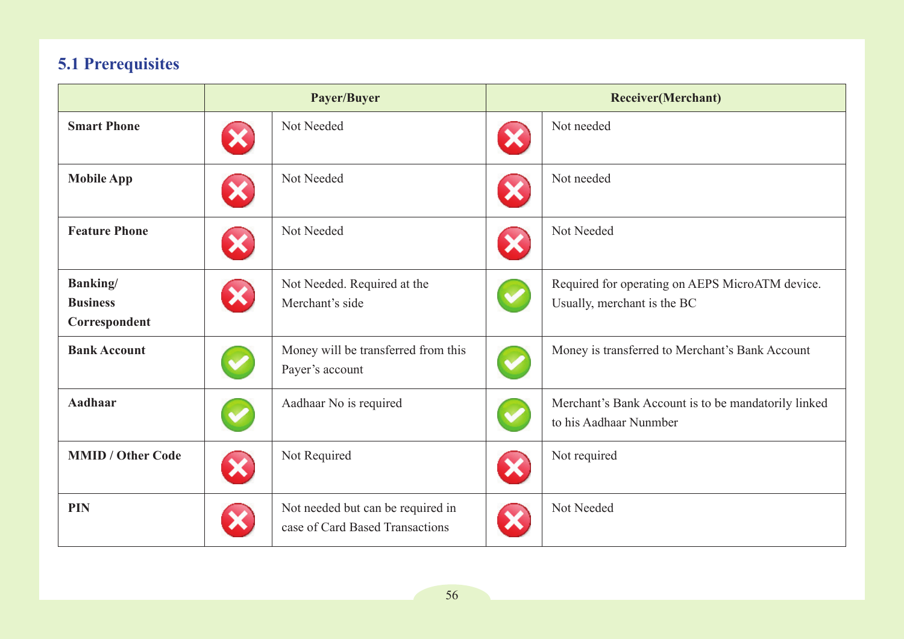## 5.1 Prerequisites

| | Payer/Buyer | | Receiver(Merchant) | |
|---|---|---|---|---|
| **Smart Phone** | ✗ | Not Needed | ✗ | Not needed |
| **Mobile App** | ✗ | Not Needed | ✗ | Not needed |
| **Feature Phone** | ✗ | Not Needed | ✗ | Not Needed |
| **Banking/ Business Correspondent** | ✗ | Not Needed. Required at the Merchant's side | ✓ | Required for operating on AEPS MicroATM device. Usually, merchant is the BC |
| **Bank Account** | ✓ | Money will be transferred from this Payer's account | ✓ | Money is transferred to Merchant's Bank Account |
| **Aadhaar** | ✓ | Aadhaar No is required | ✓ | Merchant's Bank Account is to be mandatorily linked to his Aadhaar Nunmber |
| **MMID / Other Code** | ✗ | Not Required | ✗ | Not required |
| **PIN** | ✗ | Not needed but can be required in case of Card Based Transactions | ✗ | Not Needed |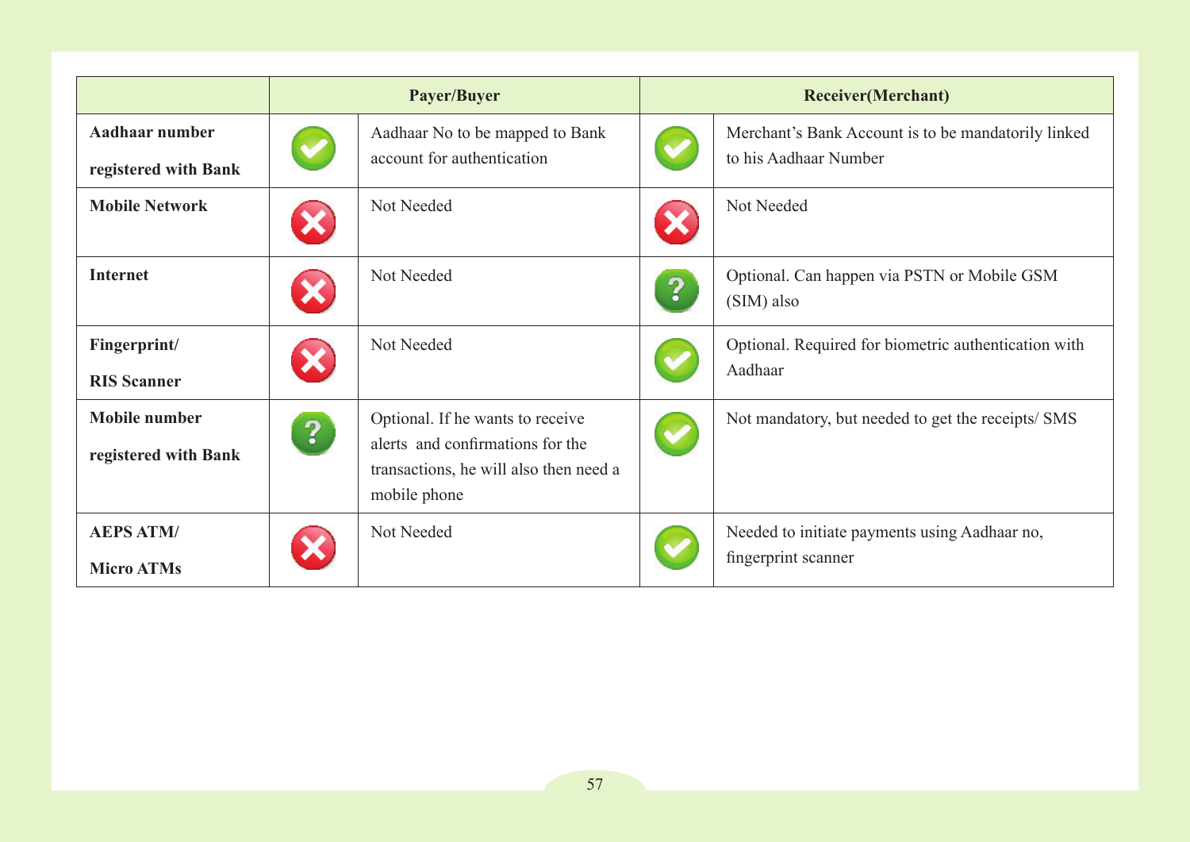| | Payer/Buyer | | Receiver(Merchant) | |
|---|---|---|---|---|
| **Aadhaar number registered with Bank** | ✔ | Aadhaar No to be mapped to Bank account for authentication | ✔ | Merchant's Bank Account is to be mandatorily linked to his Aadhaar Number |
| **Mobile Network** | ✘ | Not Needed | ✘ | Not Needed |
| **Internet** | ✘ | Not Needed | ? | Optional. Can happen via PSTN or Mobile GSM (SIM) also |
| **Fingerprint/ RIS Scanner** | ✘ | Not Needed | ✔ | Optional. Required for biometric authentication with Aadhaar |
| **Mobile number registered with Bank** | ? | Optional. If he wants to receive alerts and confirmations for the transactions, he will also then need a mobile phone | ✔ | Not mandatory, but needed to get the receipts/ SMS |
| **AEPS ATM/ Micro ATMs** | ✘ | Not Needed | ✔ | Needed to initiate payments using Aadhaar no, fingerprint scanner |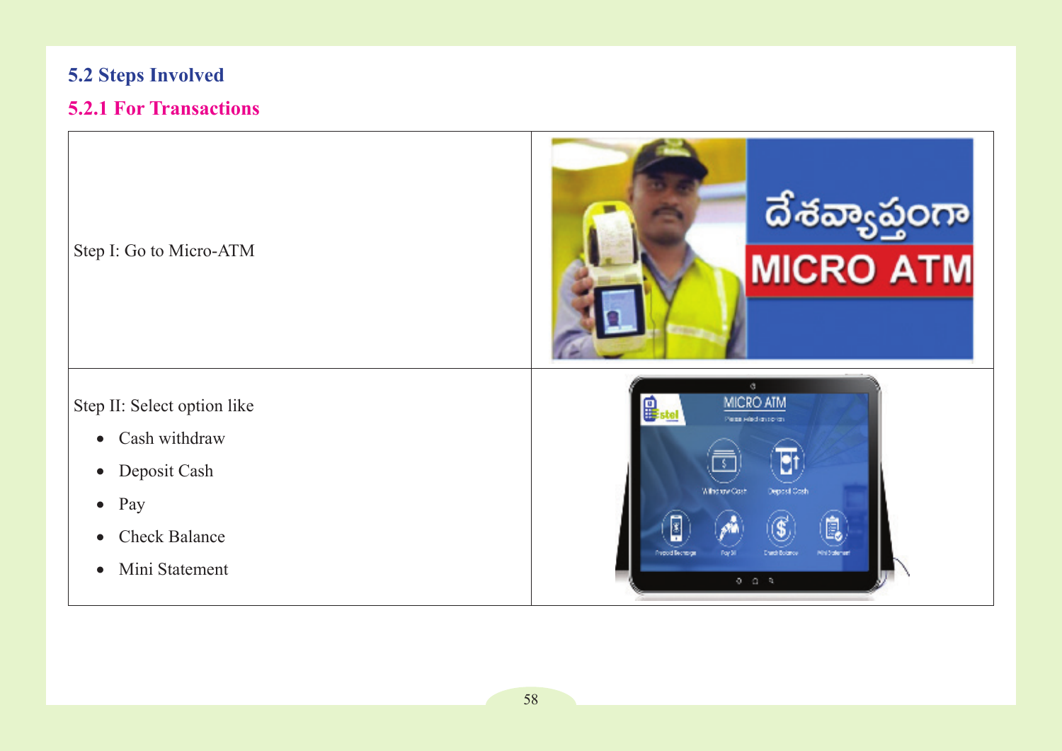## 5.2 Steps Involved

### 5.2.1 For Transactions

| | |
|---|---|
| Step I: Go to Micro-ATM | |
| Step II: Select option like<br>• Cash withdraw<br>• Deposit Cash<br>• Pay<br>• Check Balance<br>• Mini Statement | |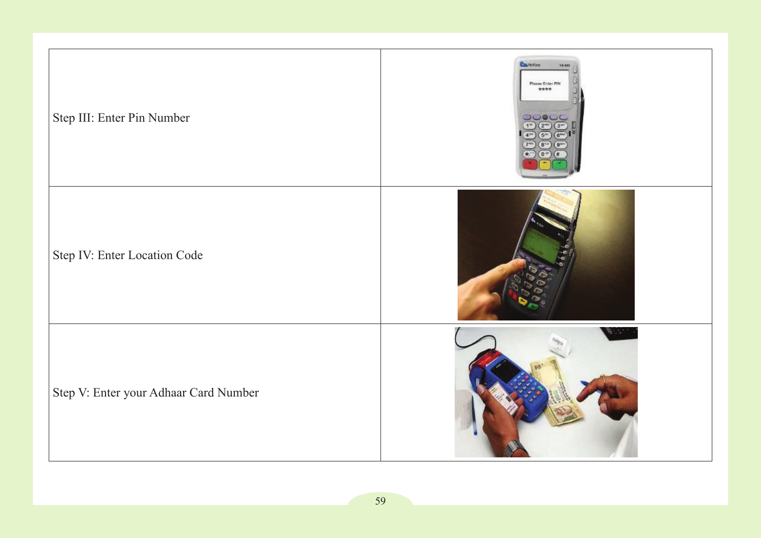| | |
|---|---|
| Step III: Enter Pin Number | |
| Step IV: Enter Location Code | |
| Step V: Enter your Adhaar Card Number | |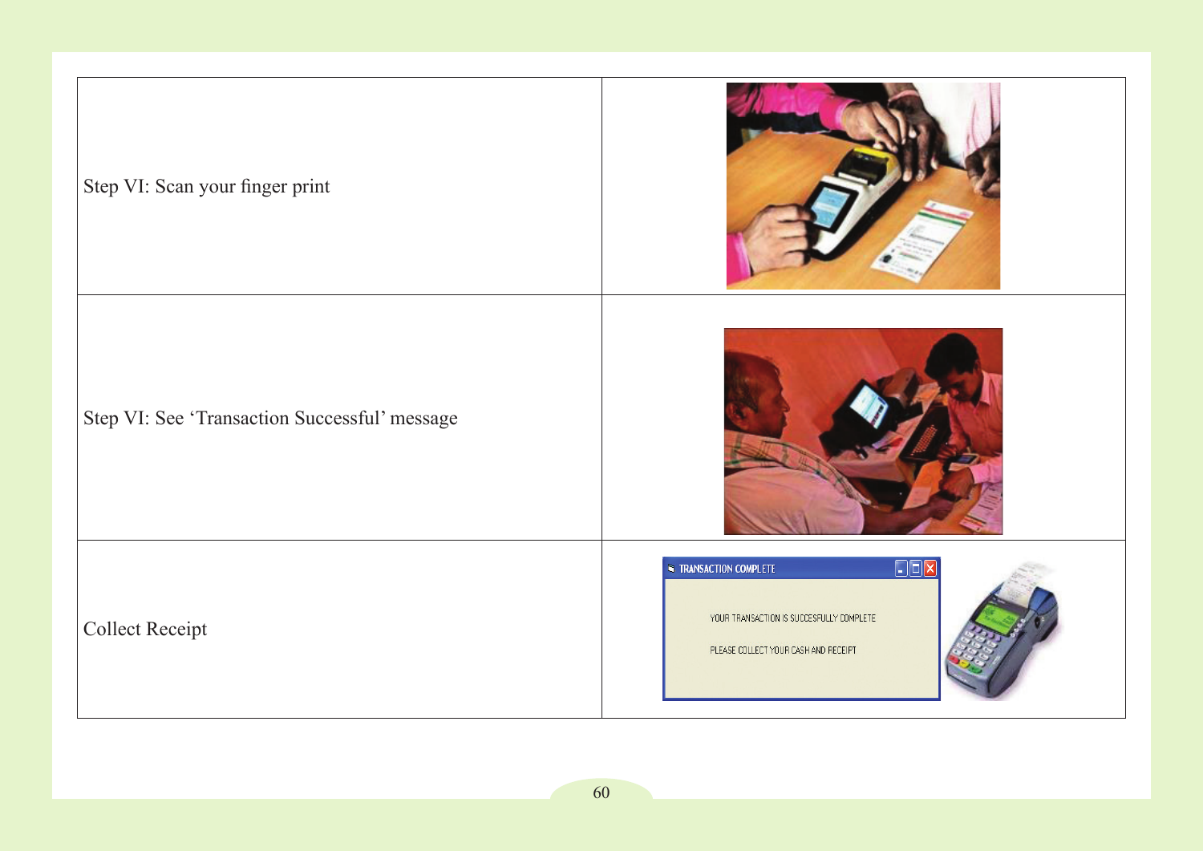| | |
|---|---|
| Step VI: Scan your finger print | |
| Step VI: See 'Transaction Successful' message | |
| Collect Receipt | |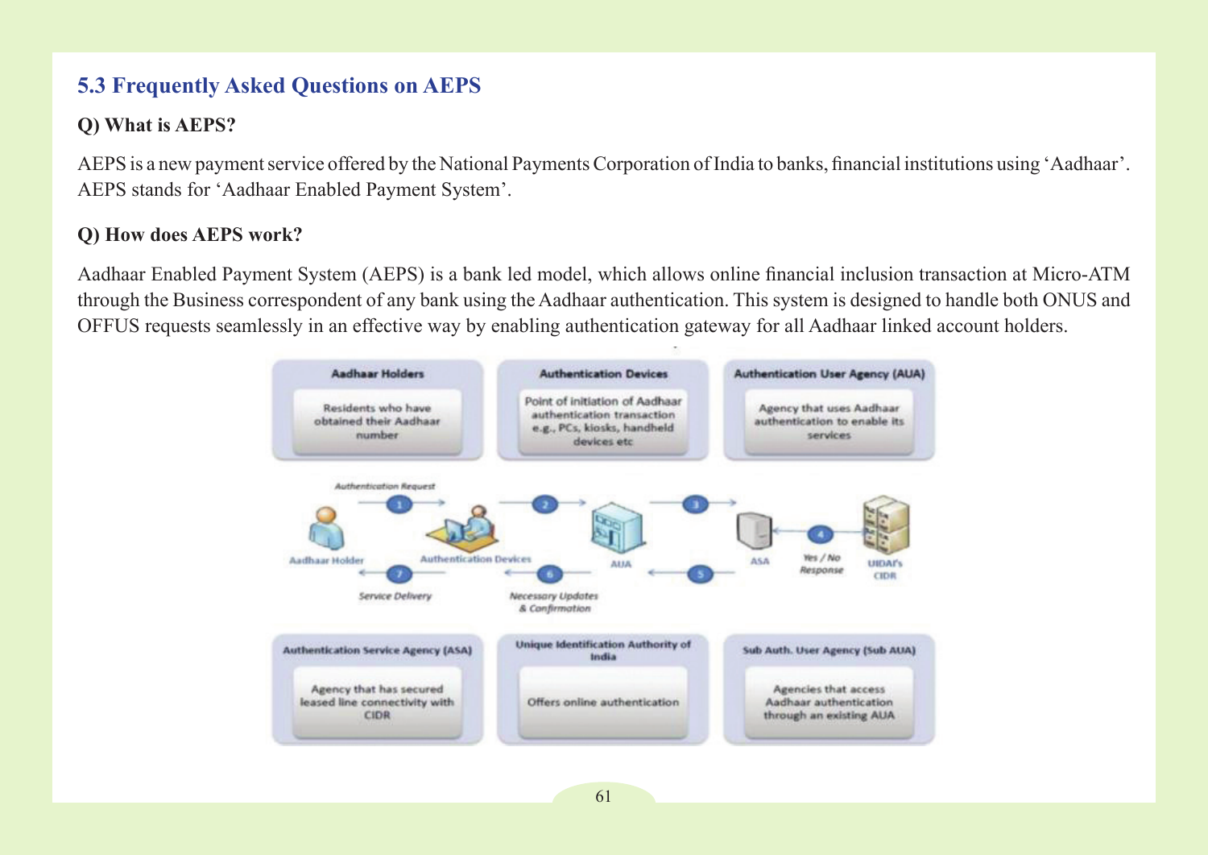## 5.3 Frequently Asked Questions on AEPS

**Q) What is AEPS?**

AEPS is a new payment service offered by the National Payments Corporation of India to banks, financial institutions using 'Aadhaar'. AEPS stands for 'Aadhaar Enabled Payment System'.

**Q) How does AEPS work?**

Aadhaar Enabled Payment System (AEPS) is a bank led model, which allows online financial inclusion transaction at Micro-ATM through the Business correspondent of any bank using the Aadhaar authentication. This system is designed to handle both ONUS and OFFUS requests seamlessly in an effective way by enabling authentication gateway for all Aadhaar linked account holders.

**Aadhaar Holders**
Residents who have obtained their Aadhaar number

**Authentication Devices**
Point of initiation of Aadhaar authentication transaction e.g., PCs, kiosks, handheld devices etc

**Authentication User Agency (AUA)**
Agency that uses Aadhaar authentication to enable its services

Aadhaar Holder → (1) Authentication Request → Authentication Devices → (2) → AUA → (3) → ASA → UIDAI's CIDR; (4) Yes / No Response; (5) → AUA; (6) Necessary Updates & Confirmation → Authentication Devices; (7) Service Delivery → Aadhaar Holder

**Authentication Service Agency (ASA)**
Agency that has secured leased line connectivity with CIDR

**Unique Identification Authority of India**
Offers online authentication

**Sub Auth. User Agency (Sub AUA)**
Agencies that access Aadhaar authentication through an existing AUA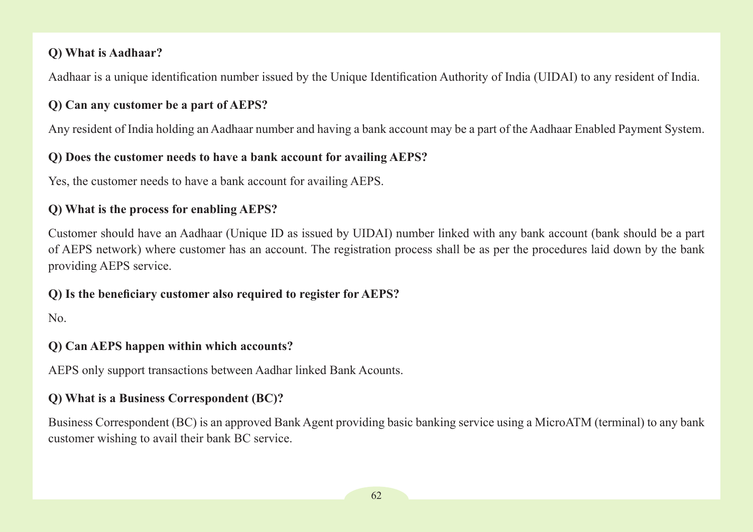**Q) What is Aadhaar?**

Aadhaar is a unique identification number issued by the Unique Identification Authority of India (UIDAI) to any resident of India.

**Q) Can any customer be a part of AEPS?**

Any resident of India holding an Aadhaar number and having a bank account may be a part of the Aadhaar Enabled Payment System.

**Q) Does the customer needs to have a bank account for availing AEPS?**

Yes, the customer needs to have a bank account for availing AEPS.

**Q) What is the process for enabling AEPS?**

Customer should have an Aadhaar (Unique ID as issued by UIDAI) number linked with any bank account (bank should be a part of AEPS network) where customer has an account. The registration process shall be as per the procedures laid down by the bank providing AEPS service.

**Q) Is the beneficiary customer also required to register for AEPS?**

No.

**Q) Can AEPS happen within which accounts?**

AEPS only support transactions between Aadhar linked Bank Acounts.

**Q) What is a Business Correspondent (BC)?**

Business Correspondent (BC) is an approved Bank Agent providing basic banking service using a MicroATM (terminal) to any bank customer wishing to avail their bank BC service.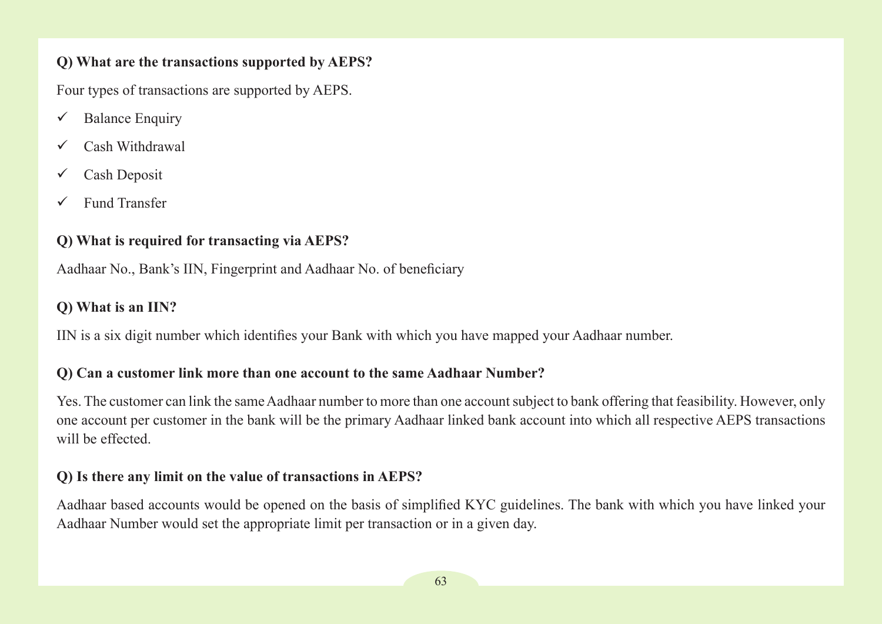**Q) What are the transactions supported by AEPS?**

Four types of transactions are supported by AEPS.

- ✓ Balance Enquiry
- ✓ Cash Withdrawal
- ✓ Cash Deposit
- ✓ Fund Transfer

**Q) What is required for transacting via AEPS?**

Aadhaar No., Bank's IIN, Fingerprint and Aadhaar No. of beneficiary

**Q) What is an IIN?**

IIN is a six digit number which identifies your Bank with which you have mapped your Aadhaar number.

**Q) Can a customer link more than one account to the same Aadhaar Number?**

Yes. The customer can link the same Aadhaar number to more than one account subject to bank offering that feasibility. However, only one account per customer in the bank will be the primary Aadhaar linked bank account into which all respective AEPS transactions will be effected.

**Q) Is there any limit on the value of transactions in AEPS?**

Aadhaar based accounts would be opened on the basis of simplified KYC guidelines. The bank with which you have linked your Aadhaar Number would set the appropriate limit per transaction or in a given day.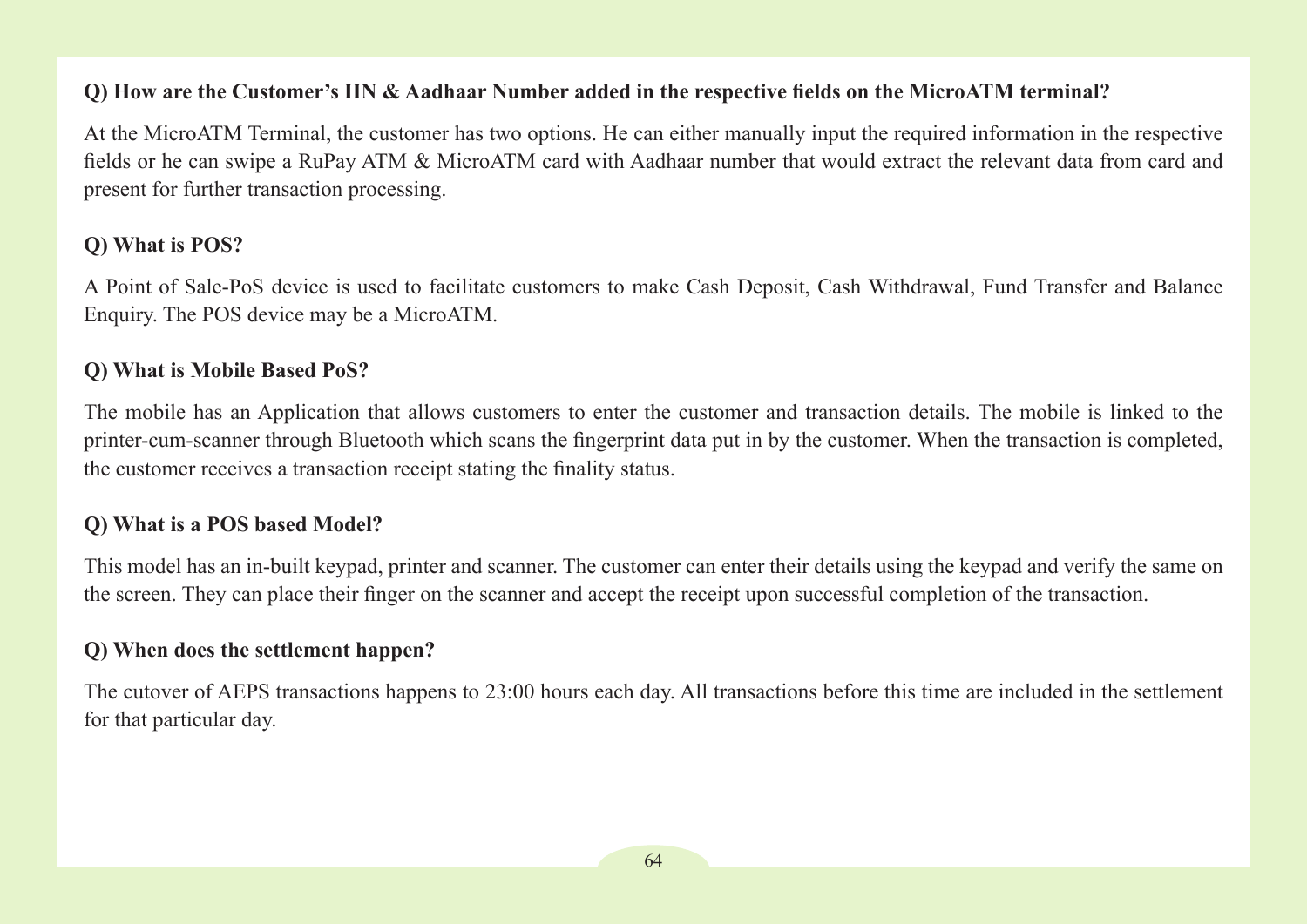**Q) How are the Customer's IIN & Aadhaar Number added in the respective fields on the MicroATM terminal?**

At the MicroATM Terminal, the customer has two options. He can either manually input the required information in the respective fields or he can swipe a RuPay ATM & MicroATM card with Aadhaar number that would extract the relevant data from card and present for further transaction processing.

**Q) What is POS?**

A Point of Sale-PoS device is used to facilitate customers to make Cash Deposit, Cash Withdrawal, Fund Transfer and Balance Enquiry. The POS device may be a MicroATM.

**Q) What is Mobile Based PoS?**

The mobile has an Application that allows customers to enter the customer and transaction details. The mobile is linked to the printer-cum-scanner through Bluetooth which scans the fingerprint data put in by the customer. When the transaction is completed, the customer receives a transaction receipt stating the finality status.

**Q) What is a POS based Model?**

This model has an in-built keypad, printer and scanner. The customer can enter their details using the keypad and verify the same on the screen. They can place their finger on the scanner and accept the receipt upon successful completion of the transaction.

**Q) When does the settlement happen?**

The cutover of AEPS transactions happens to 23:00 hours each day. All transactions before this time are included in the settlement for that particular day.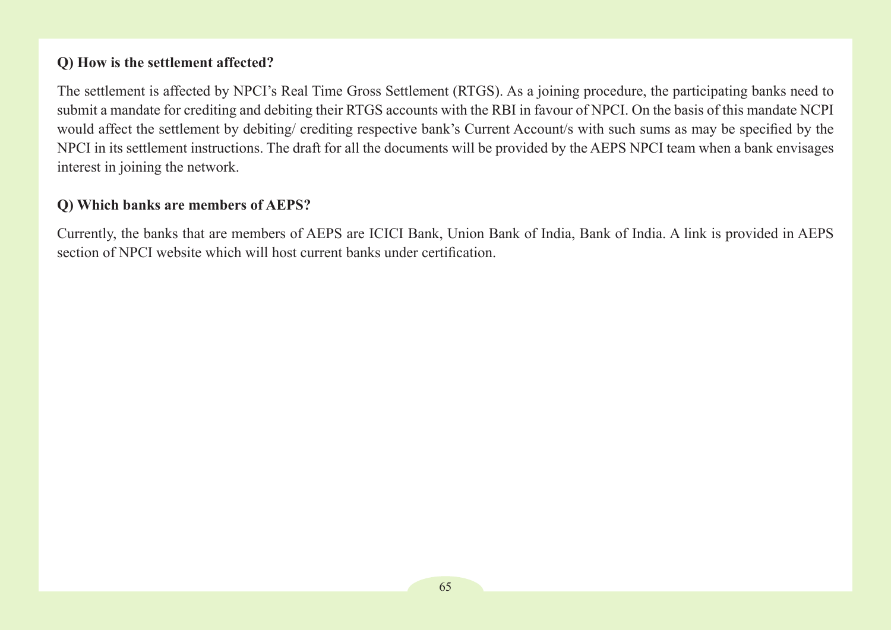**Q) How is the settlement affected?**

The settlement is affected by NPCI's Real Time Gross Settlement (RTGS). As a joining procedure, the participating banks need to submit a mandate for crediting and debiting their RTGS accounts with the RBI in favour of NPCI. On the basis of this mandate NCPI would affect the settlement by debiting/ crediting respective bank's Current Account/s with such sums as may be specified by the NPCI in its settlement instructions. The draft for all the documents will be provided by the AEPS NPCI team when a bank envisages interest in joining the network.

**Q) Which banks are members of AEPS?**

Currently, the banks that are members of AEPS are ICICI Bank, Union Bank of India, Bank of India. A link is provided in AEPS section of NPCI website which will host current banks under certification.